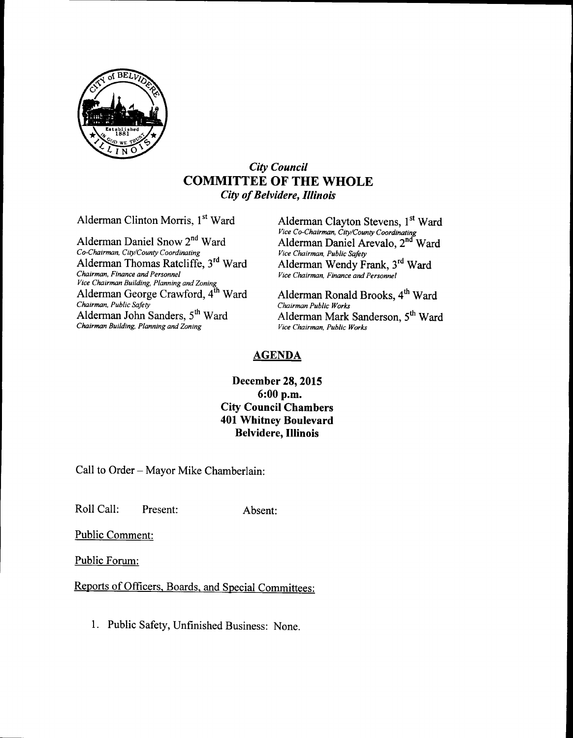*City Council*
**COMMITTEE OF THE WHOLE**
*City of Belvidere, Illinois*

Alderman Clinton Morris, 1st Ward

Alderman Daniel Snow 2nd Ward
*Co-Chairman, City/County Coordinating*

Alderman Thomas Ratcliffe, 3rd Ward
*Chairman, Finance and Personnel*
*Vice Chairman Building, Planning and Zoning*

Alderman George Crawford, 4th Ward
*Chairman, Public Safety*

Alderman John Sanders, 5th Ward
*Chairman Building, Planning and Zoning*

Alderman Clayton Stevens, 1st Ward
*Vice Co-Chairman, City/County Coordinating*

Alderman Daniel Arevalo, 2nd Ward
*Vice Chairman, Public Safety*

Alderman Wendy Frank, 3rd Ward
*Vice Chairman, Finance and Personnel*

Alderman Ronald Brooks, 4th Ward
*Chairman Public Works*

Alderman Mark Sanderson, 5th Ward
*Vice Chairman, Public Works*

## AGENDA

**December 28, 2015**
**6:00 p.m.**
**City Council Chambers**
**401 Whitney Boulevard**
**Belvidere, Illinois**

Call to Order – Mayor Mike Chamberlain:

Roll Call: Present: Absent:

Public Comment:

Public Forum:

Reports of Officers, Boards, and Special Committees:

1. Public Safety, Unfinished Business: None.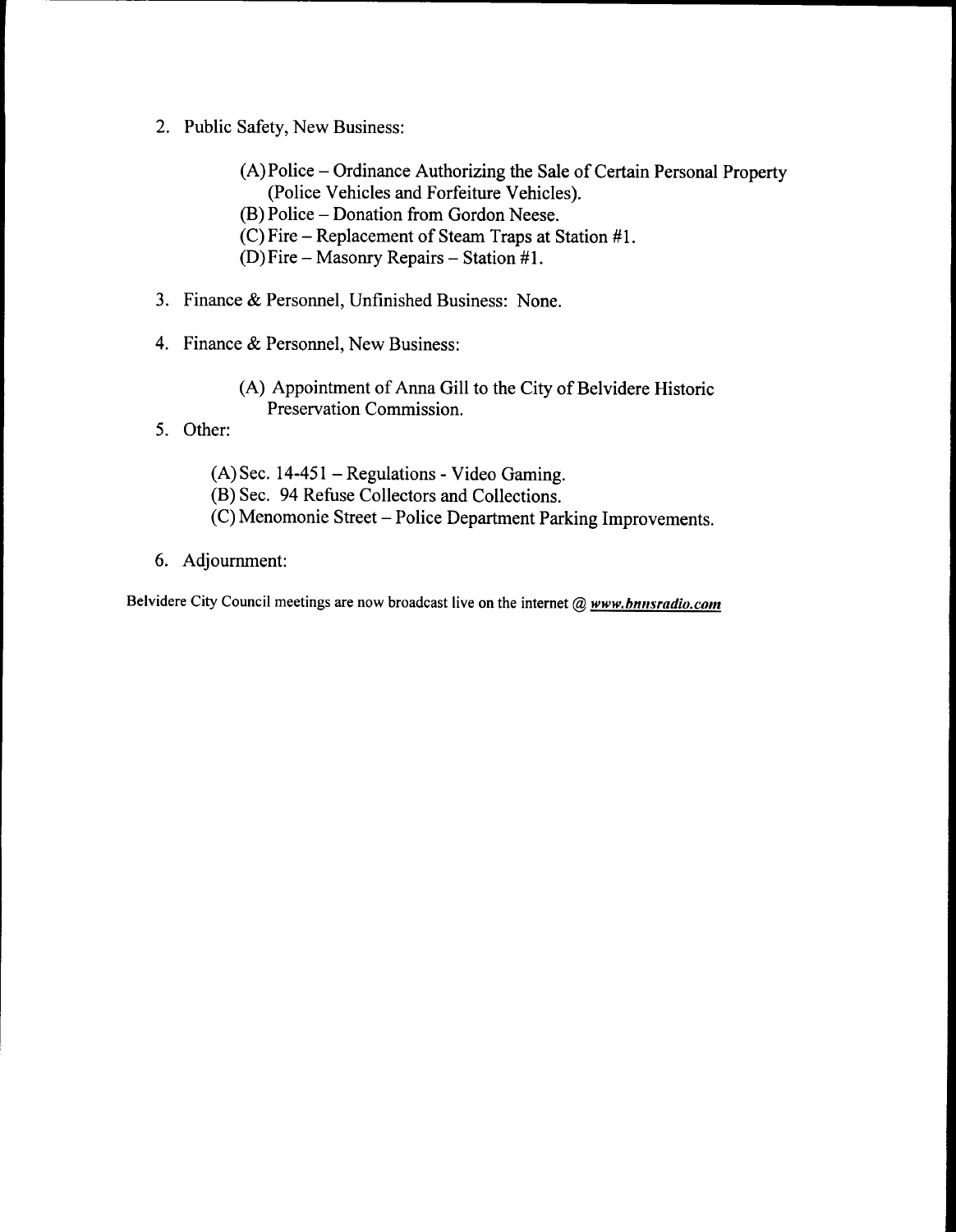2. Public Safety, New Business:

   (A) Police – Ordinance Authorizing the Sale of Certain Personal Property (Police Vehicles and Forfeiture Vehicles).
   (B) Police – Donation from Gordon Neese.
   (C) Fire – Replacement of Steam Traps at Station #1.
   (D) Fire – Masonry Repairs – Station #1.

3. Finance & Personnel, Unfinished Business: None.

4. Finance & Personnel, New Business:

   (A) Appointment of Anna Gill to the City of Belvidere Historic Preservation Commission.

5. Other:

   (A) Sec. 14-451 – Regulations - Video Gaming.
   (B) Sec. 94 Refuse Collectors and Collections.
   (C) Menomonie Street – Police Department Parking Improvements.

6. Adjournment:

Belvidere City Council meetings are now broadcast live on the internet @ ***www.bnnsradio.com***